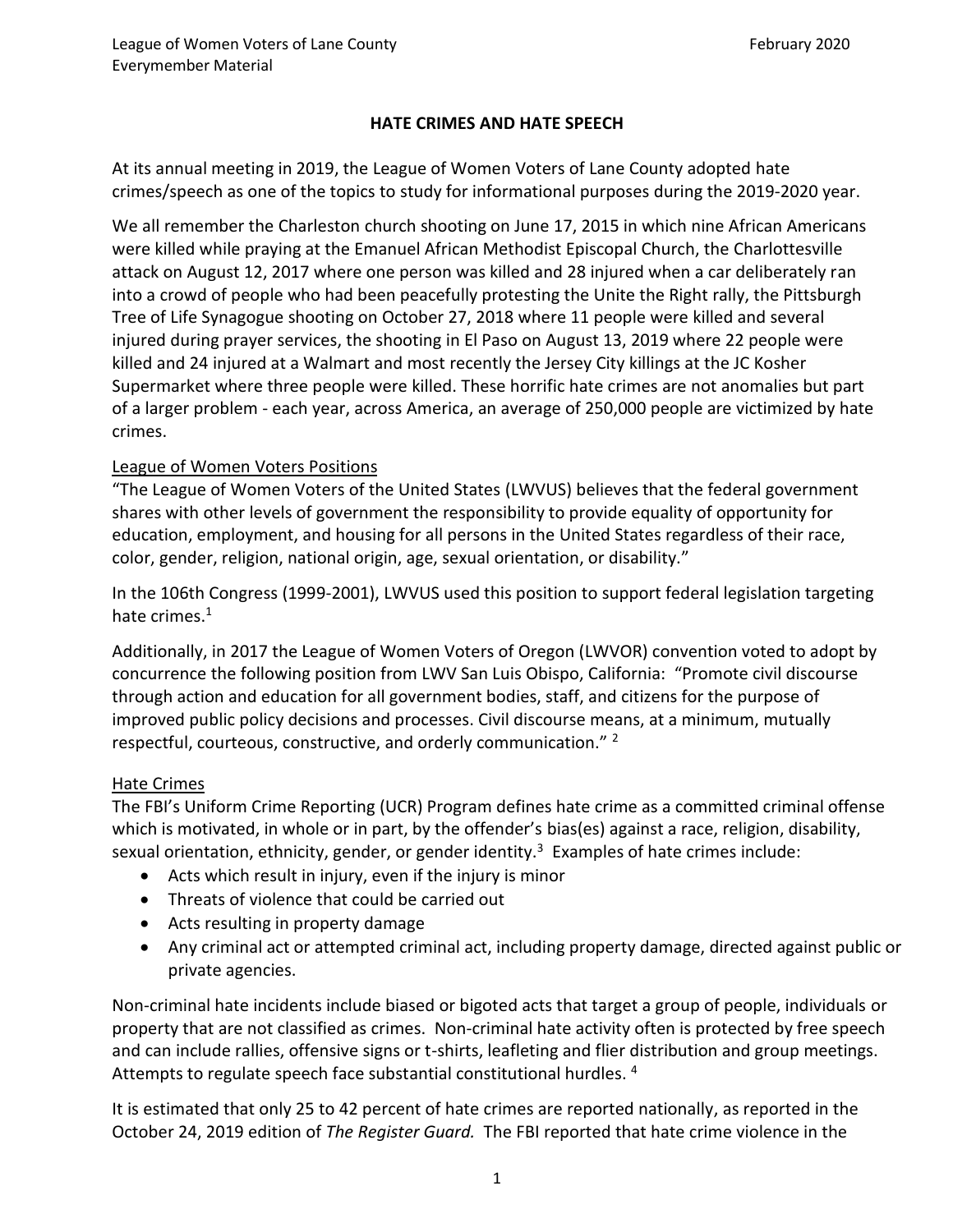League of Women Voters of Lane County
Everymember Material

February 2020

# HATE CRIMES AND HATE SPEECH

At its annual meeting in 2019, the League of Women Voters of Lane County adopted hate crimes/speech as one of the topics to study for informational purposes during the 2019-2020 year.

We all remember the Charleston church shooting on June 17, 2015 in which nine African Americans were killed while praying at the Emanuel African Methodist Episcopal Church, the Charlottesville attack on August 12, 2017 where one person was killed and 28 injured when a car deliberately ran into a crowd of people who had been peacefully protesting the Unite the Right rally, the Pittsburgh Tree of Life Synagogue shooting on October 27, 2018 where 11 people were killed and several injured during prayer services, the shooting in El Paso on August 13, 2019 where 22 people were killed and 24 injured at a Walmart and most recently the Jersey City killings at the JC Kosher Supermarket where three people were killed. These horrific hate crimes are not anomalies but part of a larger problem - each year, across America, an average of 250,000 people are victimized by hate crimes.

## League of Women Voters Positions

"The League of Women Voters of the United States (LWVUS) believes that the federal government shares with other levels of government the responsibility to provide equality of opportunity for education, employment, and housing for all persons in the United States regardless of their race, color, gender, religion, national origin, age, sexual orientation, or disability."

In the 106th Congress (1999-2001), LWVUS used this position to support federal legislation targeting hate crimes.[1]

Additionally, in 2017 the League of Women Voters of Oregon (LWVOR) convention voted to adopt by concurrence the following position from LWV San Luis Obispo, California: "Promote civil discourse through action and education for all government bodies, staff, and citizens for the purpose of improved public policy decisions and processes. Civil discourse means, at a minimum, mutually respectful, courteous, constructive, and orderly communication." [2]

## Hate Crimes

The FBI's Uniform Crime Reporting (UCR) Program defines hate crime as a committed criminal offense which is motivated, in whole or in part, by the offender's bias(es) against a race, religion, disability, sexual orientation, ethnicity, gender, or gender identity.[3] Examples of hate crimes include:

- Acts which result in injury, even if the injury is minor
- Threats of violence that could be carried out
- Acts resulting in property damage
- Any criminal act or attempted criminal act, including property damage, directed against public or private agencies.

Non-criminal hate incidents include biased or bigoted acts that target a group of people, individuals or property that are not classified as crimes. Non-criminal hate activity often is protected by free speech and can include rallies, offensive signs or t-shirts, leafleting and flier distribution and group meetings. Attempts to regulate speech face substantial constitutional hurdles. [4]

It is estimated that only 25 to 42 percent of hate crimes are reported nationally, as reported in the October 24, 2019 edition of *The Register Guard.* The FBI reported that hate crime violence in the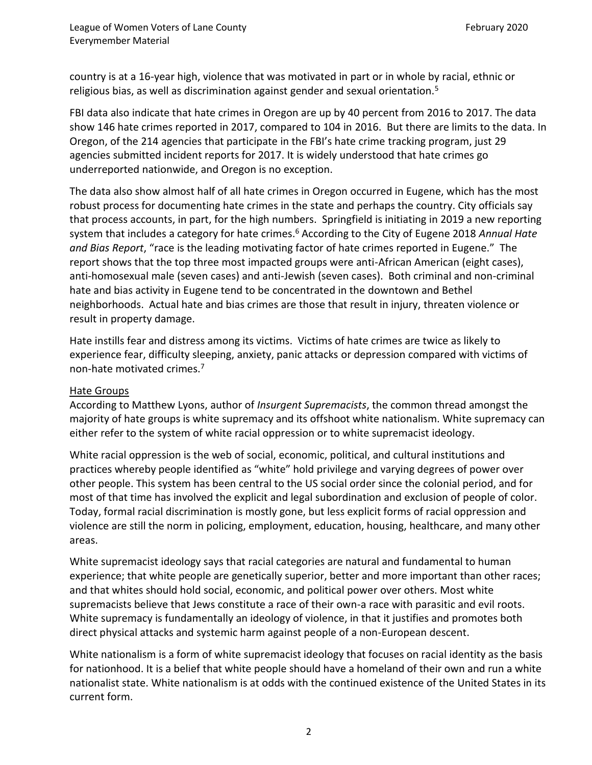country is at a 16-year high, violence that was motivated in part or in whole by racial, ethnic or religious bias, as well as discrimination against gender and sexual orientation.[5]

FBI data also indicate that hate crimes in Oregon are up by 40 percent from 2016 to 2017. The data show 146 hate crimes reported in 2017, compared to 104 in 2016. But there are limits to the data. In Oregon, of the 214 agencies that participate in the FBI's hate crime tracking program, just 29 agencies submitted incident reports for 2017. It is widely understood that hate crimes go underreported nationwide, and Oregon is no exception.

The data also show almost half of all hate crimes in Oregon occurred in Eugene, which has the most robust process for documenting hate crimes in the state and perhaps the country. City officials say that process accounts, in part, for the high numbers. Springfield is initiating in 2019 a new reporting system that includes a category for hate crimes.[6] According to the City of Eugene 2018 *Annual Hate and Bias Report*, "race is the leading motivating factor of hate crimes reported in Eugene." The report shows that the top three most impacted groups were anti-African American (eight cases), anti-homosexual male (seven cases) and anti-Jewish (seven cases). Both criminal and non-criminal hate and bias activity in Eugene tend to be concentrated in the downtown and Bethel neighborhoods. Actual hate and bias crimes are those that result in injury, threaten violence or result in property damage.

Hate instills fear and distress among its victims. Victims of hate crimes are twice as likely to experience fear, difficulty sleeping, anxiety, panic attacks or depression compared with victims of non-hate motivated crimes.[7]

## Hate Groups

According to Matthew Lyons, author of *Insurgent Supremacists*, the common thread amongst the majority of hate groups is white supremacy and its offshoot white nationalism. White supremacy can either refer to the system of white racial oppression or to white supremacist ideology.

White racial oppression is the web of social, economic, political, and cultural institutions and practices whereby people identified as "white" hold privilege and varying degrees of power over other people. This system has been central to the US social order since the colonial period, and for most of that time has involved the explicit and legal subordination and exclusion of people of color. Today, formal racial discrimination is mostly gone, but less explicit forms of racial oppression and violence are still the norm in policing, employment, education, housing, healthcare, and many other areas.

White supremacist ideology says that racial categories are natural and fundamental to human experience; that white people are genetically superior, better and more important than other races; and that whites should hold social, economic, and political power over others. Most white supremacists believe that Jews constitute a race of their own-a race with parasitic and evil roots. White supremacy is fundamentally an ideology of violence, in that it justifies and promotes both direct physical attacks and systemic harm against people of a non-European descent.

White nationalism is a form of white supremacist ideology that focuses on racial identity as the basis for nationhood. It is a belief that white people should have a homeland of their own and run a white nationalist state. White nationalism is at odds with the continued existence of the United States in its current form.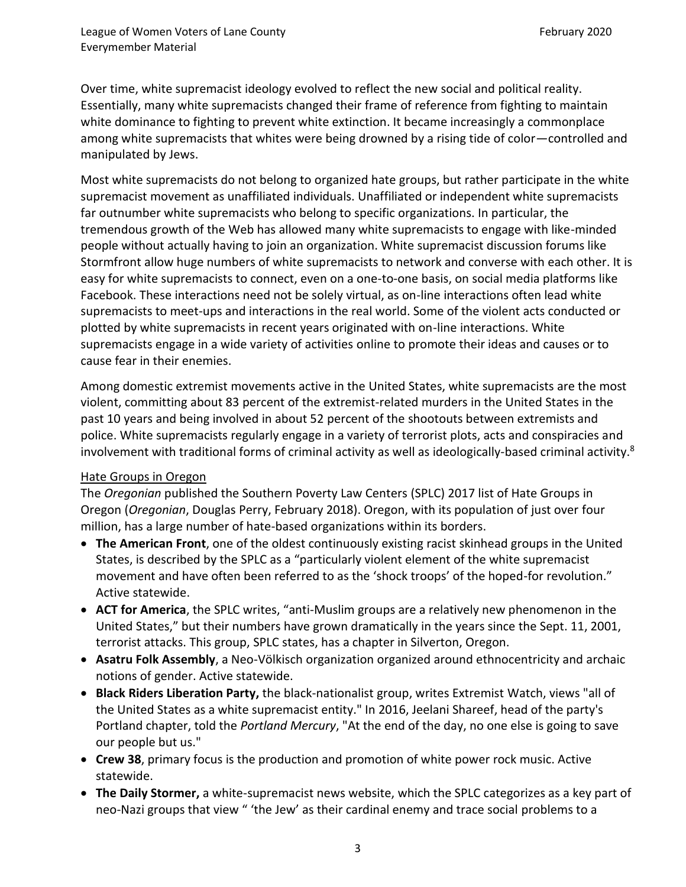Over time, white supremacist ideology evolved to reflect the new social and political reality. Essentially, many white supremacists changed their frame of reference from fighting to maintain white dominance to fighting to prevent white extinction. It became increasingly a commonplace among white supremacists that whites were being drowned by a rising tide of color—controlled and manipulated by Jews.

Most white supremacists do not belong to organized hate groups, but rather participate in the white supremacist movement as unaffiliated individuals. Unaffiliated or independent white supremacists far outnumber white supremacists who belong to specific organizations. In particular, the tremendous growth of the Web has allowed many white supremacists to engage with like-minded people without actually having to join an organization. White supremacist discussion forums like Stormfront allow huge numbers of white supremacists to network and converse with each other. It is easy for white supremacists to connect, even on a one-to-one basis, on social media platforms like Facebook. These interactions need not be solely virtual, as on-line interactions often lead white supremacists to meet-ups and interactions in the real world. Some of the violent acts conducted or plotted by white supremacists in recent years originated with on-line interactions. White supremacists engage in a wide variety of activities online to promote their ideas and causes or to cause fear in their enemies.

Among domestic extremist movements active in the United States, white supremacists are the most violent, committing about 83 percent of the extremist-related murders in the United States in the past 10 years and being involved in about 52 percent of the shootouts between extremists and police. White supremacists regularly engage in a variety of terrorist plots, acts and conspiracies and involvement with traditional forms of criminal activity as well as ideologically-based criminal activity.[8]

Hate Groups in Oregon

The *Oregonian* published the Southern Poverty Law Centers (SPLC) 2017 list of Hate Groups in Oregon (*Oregonian*, Douglas Perry, February 2018). Oregon, with its population of just over four million, has a large number of hate-based organizations within its borders.

- **The American Front**, one of the oldest continuously existing racist skinhead groups in the United States, is described by the SPLC as a "particularly violent element of the white supremacist movement and have often been referred to as the 'shock troops' of the hoped-for revolution." Active statewide.
- **ACT for America**, the SPLC writes, "anti-Muslim groups are a relatively new phenomenon in the United States," but their numbers have grown dramatically in the years since the Sept. 11, 2001, terrorist attacks. This group, SPLC states, has a chapter in Silverton, Oregon.
- **Asatru Folk Assembly**, a Neo-Völkisch organization organized around ethnocentricity and archaic notions of gender. Active statewide.
- **Black Riders Liberation Party,** the black-nationalist group, writes Extremist Watch, views "all of the United States as a white supremacist entity." In 2016, Jeelani Shareef, head of the party's Portland chapter, told the *Portland Mercury*, "At the end of the day, no one else is going to save our people but us."
- **Crew 38**, primary focus is the production and promotion of white power rock music. Active statewide.
- **The Daily Stormer,** a white-supremacist news website, which the SPLC categorizes as a key part of neo-Nazi groups that view " 'the Jew' as their cardinal enemy and trace social problems to a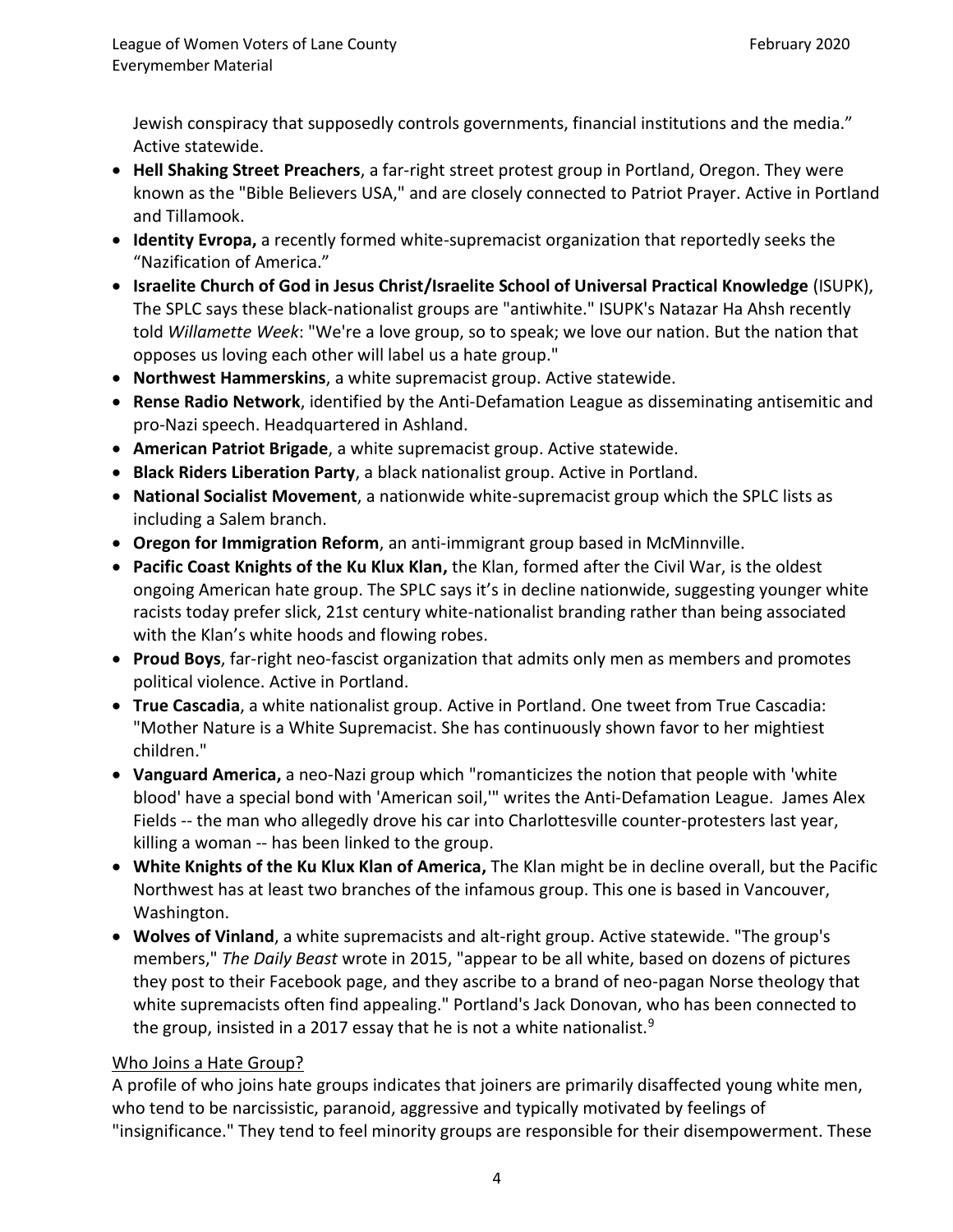Jewish conspiracy that supposedly controls governments, financial institutions and the media." Active statewide.

- **Hell Shaking Street Preachers**, a far-right street protest group in Portland, Oregon. They were known as the "Bible Believers USA," and are closely connected to Patriot Prayer. Active in Portland and Tillamook.
- **Identity Evropa,** a recently formed white-supremacist organization that reportedly seeks the "Nazification of America."
- **Israelite Church of God in Jesus Christ/Israelite School of Universal Practical Knowledge** (ISUPK), The SPLC says these black-nationalist groups are "antiwhite." ISUPK's Natazar Ha Ahsh recently told *Willamette Week*: "We're a love group, so to speak; we love our nation. But the nation that opposes us loving each other will label us a hate group."
- **Northwest Hammerskins**, a white supremacist group. Active statewide.
- **Rense Radio Network**, identified by the Anti-Defamation League as disseminating antisemitic and pro-Nazi speech. Headquartered in Ashland.
- **American Patriot Brigade**, a white supremacist group. Active statewide.
- **Black Riders Liberation Party**, a black nationalist group. Active in Portland.
- **National Socialist Movement**, a nationwide white-supremacist group which the SPLC lists as including a Salem branch.
- **Oregon for Immigration Reform**, an anti-immigrant group based in McMinnville.
- **Pacific Coast Knights of the Ku Klux Klan,** the Klan, formed after the Civil War, is the oldest ongoing American hate group. The SPLC says it's in decline nationwide, suggesting younger white racists today prefer slick, 21st century white-nationalist branding rather than being associated with the Klan's white hoods and flowing robes.
- **Proud Boys**, far-right neo-fascist organization that admits only men as members and promotes political violence. Active in Portland.
- **True Cascadia**, a white nationalist group. Active in Portland. One tweet from True Cascadia: "Mother Nature is a White Supremacist. She has continuously shown favor to her mightiest children."
- **Vanguard America,** a neo-Nazi group which "romanticizes the notion that people with 'white blood' have a special bond with 'American soil,'" writes the Anti-Defamation League. James Alex Fields -- the man who allegedly drove his car into Charlottesville counter-protesters last year, killing a woman -- has been linked to the group.
- **White Knights of the Ku Klux Klan of America,** The Klan might be in decline overall, but the Pacific Northwest has at least two branches of the infamous group. This one is based in Vancouver, Washington.
- **Wolves of Vinland**, a white supremacists and alt-right group. Active statewide. "The group's members," *The Daily Beast* wrote in 2015, "appear to be all white, based on dozens of pictures they post to their Facebook page, and they ascribe to a brand of neo-pagan Norse theology that white supremacists often find appealing." Portland's Jack Donovan, who has been connected to the group, insisted in a 2017 essay that he is not a white nationalist.[9]

<u>Who Joins a Hate Group?</u>

A profile of who joins hate groups indicates that joiners are primarily disaffected young white men, who tend to be narcissistic, paranoid, aggressive and typically motivated by feelings of "insignificance." They tend to feel minority groups are responsible for their disempowerment. These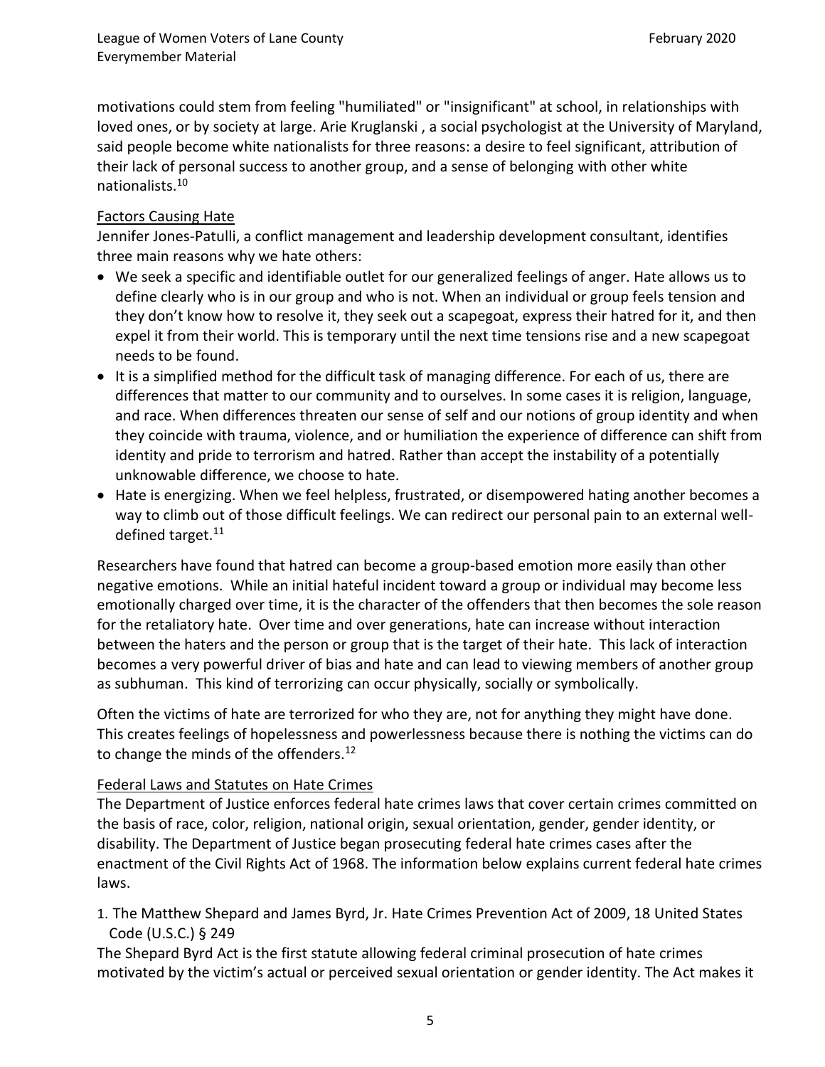motivations could stem from feeling "humiliated" or "insignificant" at school, in relationships with loved ones, or by society at large. Arie Kruglanski , a social psychologist at the University of Maryland, said people become white nationalists for three reasons: a desire to feel significant, attribution of their lack of personal success to another group, and a sense of belonging with other white nationalists.[10]

<u>Factors Causing Hate</u>

Jennifer Jones-Patulli, a conflict management and leadership development consultant, identifies three main reasons why we hate others:

- We seek a specific and identifiable outlet for our generalized feelings of anger. Hate allows us to define clearly who is in our group and who is not. When an individual or group feels tension and they don't know how to resolve it, they seek out a scapegoat, express their hatred for it, and then expel it from their world. This is temporary until the next time tensions rise and a new scapegoat needs to be found.
- It is a simplified method for the difficult task of managing difference. For each of us, there are differences that matter to our community and to ourselves. In some cases it is religion, language, and race. When differences threaten our sense of self and our notions of group identity and when they coincide with trauma, violence, and or humiliation the experience of difference can shift from identity and pride to terrorism and hatred. Rather than accept the instability of a potentially unknowable difference, we choose to hate.
- Hate is energizing. When we feel helpless, frustrated, or disempowered hating another becomes a way to climb out of those difficult feelings. We can redirect our personal pain to an external well-defined target.[11]

Researchers have found that hatred can become a group-based emotion more easily than other negative emotions. While an initial hateful incident toward a group or individual may become less emotionally charged over time, it is the character of the offenders that then becomes the sole reason for the retaliatory hate. Over time and over generations, hate can increase without interaction between the haters and the person or group that is the target of their hate. This lack of interaction becomes a very powerful driver of bias and hate and can lead to viewing members of another group as subhuman. This kind of terrorizing can occur physically, socially or symbolically.

Often the victims of hate are terrorized for who they are, not for anything they might have done. This creates feelings of hopelessness and powerlessness because there is nothing the victims can do to change the minds of the offenders.[12]

<u>Federal Laws and Statutes on Hate Crimes</u>

The Department of Justice enforces federal hate crimes laws that cover certain crimes committed on the basis of race, color, religion, national origin, sexual orientation, gender, gender identity, or disability. The Department of Justice began prosecuting federal hate crimes cases after the enactment of the Civil Rights Act of 1968. The information below explains current federal hate crimes laws.

1. The Matthew Shepard and James Byrd, Jr. Hate Crimes Prevention Act of 2009, 18 United States Code (U.S.C.) § 249

The Shepard Byrd Act is the first statute allowing federal criminal prosecution of hate crimes motivated by the victim's actual or perceived sexual orientation or gender identity. The Act makes it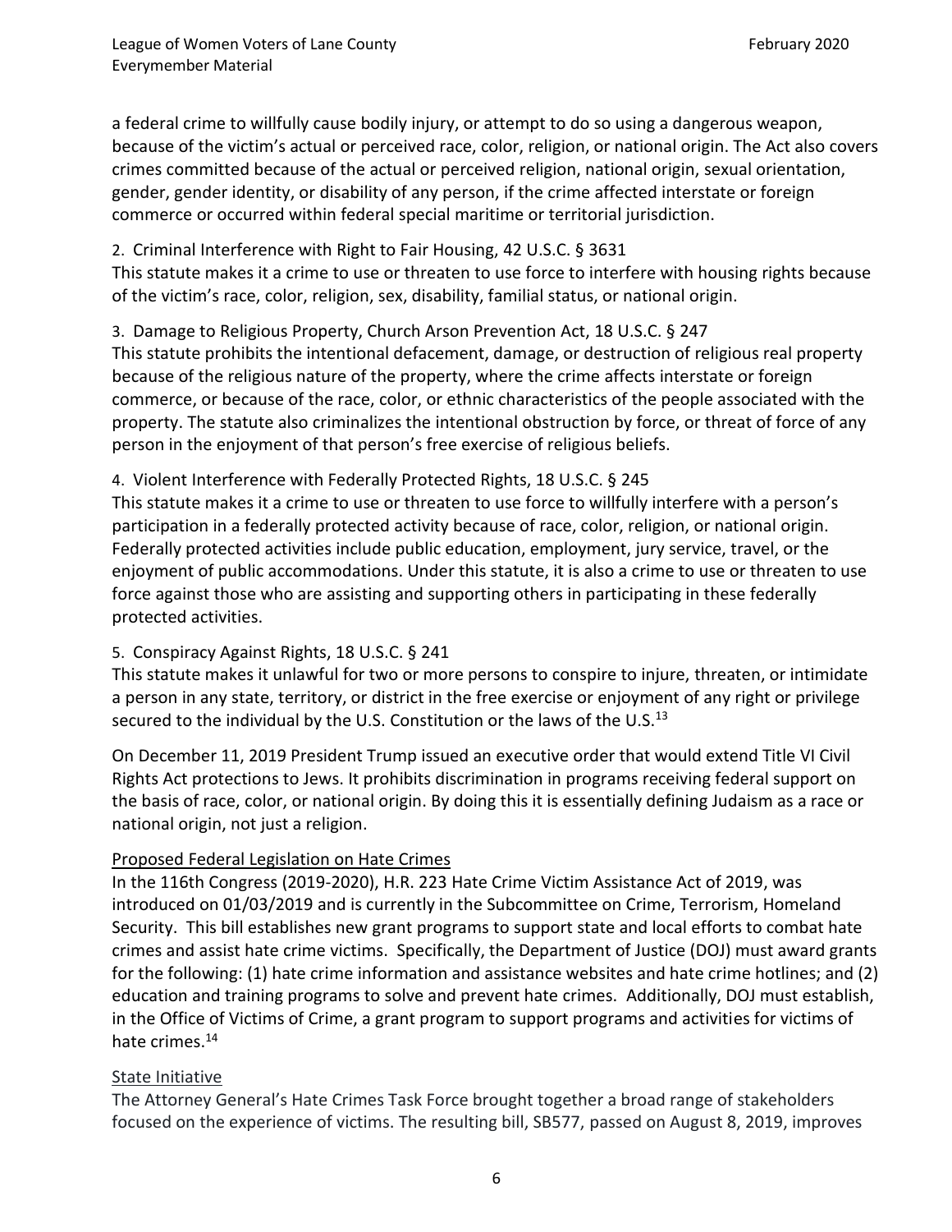a federal crime to willfully cause bodily injury, or attempt to do so using a dangerous weapon, because of the victim's actual or perceived race, color, religion, or national origin. The Act also covers crimes committed because of the actual or perceived religion, national origin, sexual orientation, gender, gender identity, or disability of any person, if the crime affected interstate or foreign commerce or occurred within federal special maritime or territorial jurisdiction.

2. Criminal Interference with Right to Fair Housing, 42 U.S.C. § 3631
This statute makes it a crime to use or threaten to use force to interfere with housing rights because of the victim's race, color, religion, sex, disability, familial status, or national origin.

3. Damage to Religious Property, Church Arson Prevention Act, 18 U.S.C. § 247
This statute prohibits the intentional defacement, damage, or destruction of religious real property because of the religious nature of the property, where the crime affects interstate or foreign commerce, or because of the race, color, or ethnic characteristics of the people associated with the property. The statute also criminalizes the intentional obstruction by force, or threat of force of any person in the enjoyment of that person's free exercise of religious beliefs.

4. Violent Interference with Federally Protected Rights, 18 U.S.C. § 245
This statute makes it a crime to use or threaten to use force to willfully interfere with a person's participation in a federally protected activity because of race, color, religion, or national origin. Federally protected activities include public education, employment, jury service, travel, or the enjoyment of public accommodations. Under this statute, it is also a crime to use or threaten to use force against those who are assisting and supporting others in participating in these federally protected activities.

5. Conspiracy Against Rights, 18 U.S.C. § 241
This statute makes it unlawful for two or more persons to conspire to injure, threaten, or intimidate a person in any state, territory, or district in the free exercise or enjoyment of any right or privilege secured to the individual by the U.S. Constitution or the laws of the U.S.[13]

On December 11, 2019 President Trump issued an executive order that would extend Title VI Civil Rights Act protections to Jews. It prohibits discrimination in programs receiving federal support on the basis of race, color, or national origin. By doing this it is essentially defining Judaism as a race or national origin, not just a religion.

### Proposed Federal Legislation on Hate Crimes

In the 116th Congress (2019-2020), H.R. 223 Hate Crime Victim Assistance Act of 2019, was introduced on 01/03/2019 and is currently in the Subcommittee on Crime, Terrorism, Homeland Security. This bill establishes new grant programs to support state and local efforts to combat hate crimes and assist hate crime victims. Specifically, the Department of Justice (DOJ) must award grants for the following: (1) hate crime information and assistance websites and hate crime hotlines; and (2) education and training programs to solve and prevent hate crimes. Additionally, DOJ must establish, in the Office of Victims of Crime, a grant program to support programs and activities for victims of hate crimes.[14]

### State Initiative

The Attorney General's Hate Crimes Task Force brought together a broad range of stakeholders focused on the experience of victims. The resulting bill, SB577, passed on August 8, 2019, improves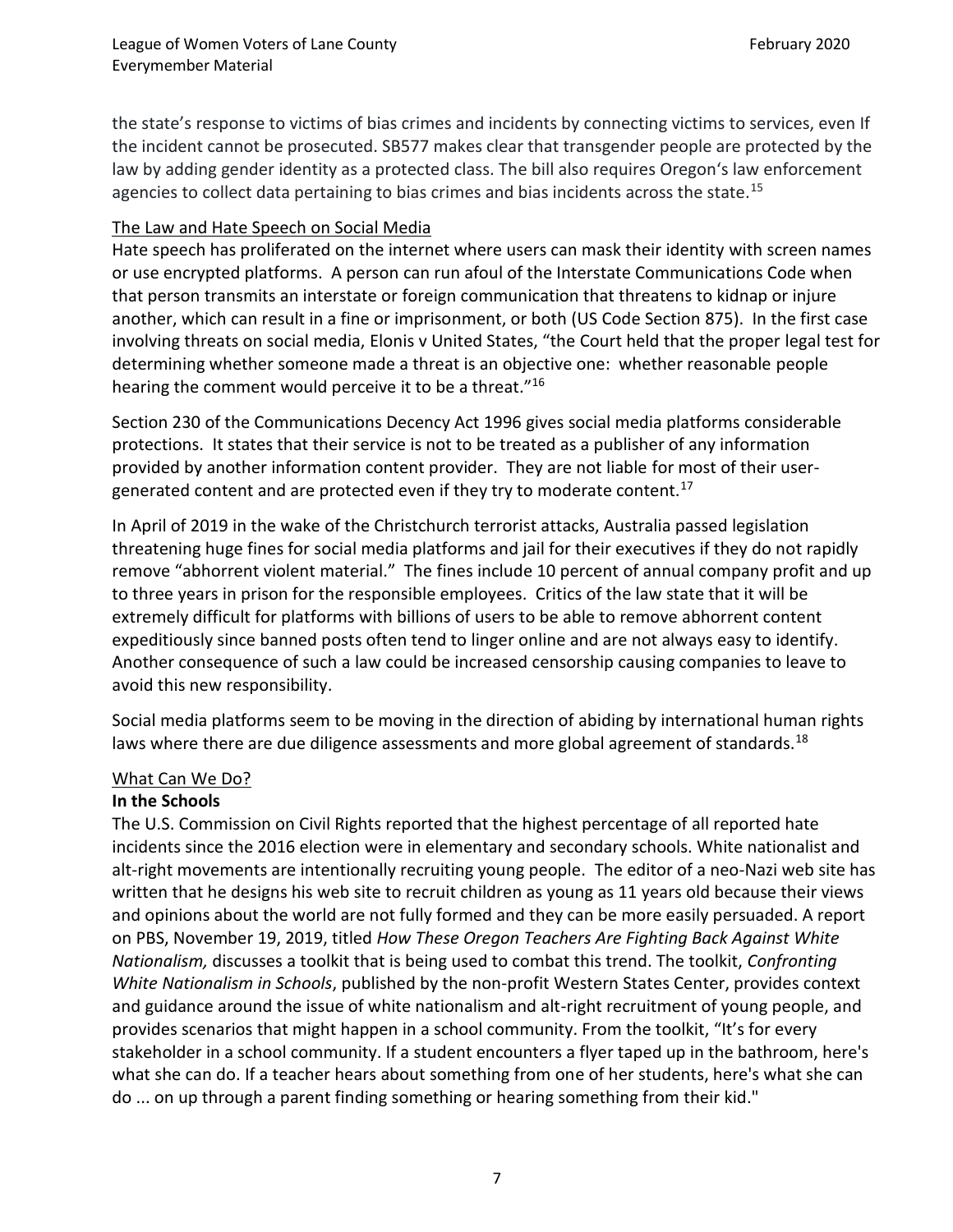the state's response to victims of bias crimes and incidents by connecting victims to services, even If the incident cannot be prosecuted. SB577 makes clear that transgender people are protected by the law by adding gender identity as a protected class. The bill also requires Oregon's law enforcement agencies to collect data pertaining to bias crimes and bias incidents across the state.[15]

## The Law and Hate Speech on Social Media

Hate speech has proliferated on the internet where users can mask their identity with screen names or use encrypted platforms. A person can run afoul of the Interstate Communications Code when that person transmits an interstate or foreign communication that threatens to kidnap or injure another, which can result in a fine or imprisonment, or both (US Code Section 875). In the first case involving threats on social media, Elonis v United States, "the Court held that the proper legal test for determining whether someone made a threat is an objective one: whether reasonable people hearing the comment would perceive it to be a threat."[16]

Section 230 of the Communications Decency Act 1996 gives social media platforms considerable protections. It states that their service is not to be treated as a publisher of any information provided by another information content provider. They are not liable for most of their user-generated content and are protected even if they try to moderate content.[17]

In April of 2019 in the wake of the Christchurch terrorist attacks, Australia passed legislation threatening huge fines for social media platforms and jail for their executives if they do not rapidly remove "abhorrent violent material." The fines include 10 percent of annual company profit and up to three years in prison for the responsible employees. Critics of the law state that it will be extremely difficult for platforms with billions of users to be able to remove abhorrent content expeditiously since banned posts often tend to linger online and are not always easy to identify. Another consequence of such a law could be increased censorship causing companies to leave to avoid this new responsibility.

Social media platforms seem to be moving in the direction of abiding by international human rights laws where there are due diligence assessments and more global agreement of standards.[18]

## What Can We Do?

### In the Schools

The U.S. Commission on Civil Rights reported that the highest percentage of all reported hate incidents since the 2016 election were in elementary and secondary schools. White nationalist and alt-right movements are intentionally recruiting young people. The editor of a neo-Nazi web site has written that he designs his web site to recruit children as young as 11 years old because their views and opinions about the world are not fully formed and they can be more easily persuaded. A report on PBS, November 19, 2019, titled *How These Oregon Teachers Are Fighting Back Against White Nationalism,* discusses a toolkit that is being used to combat this trend. The toolkit, *Confronting White Nationalism in Schools*, published by the non-profit Western States Center, provides context and guidance around the issue of white nationalism and alt-right recruitment of young people, and provides scenarios that might happen in a school community. From the toolkit, "It's for every stakeholder in a school community. If a student encounters a flyer taped up in the bathroom, here's what she can do. If a teacher hears about something from one of her students, here's what she can do ... on up through a parent finding something or hearing something from their kid."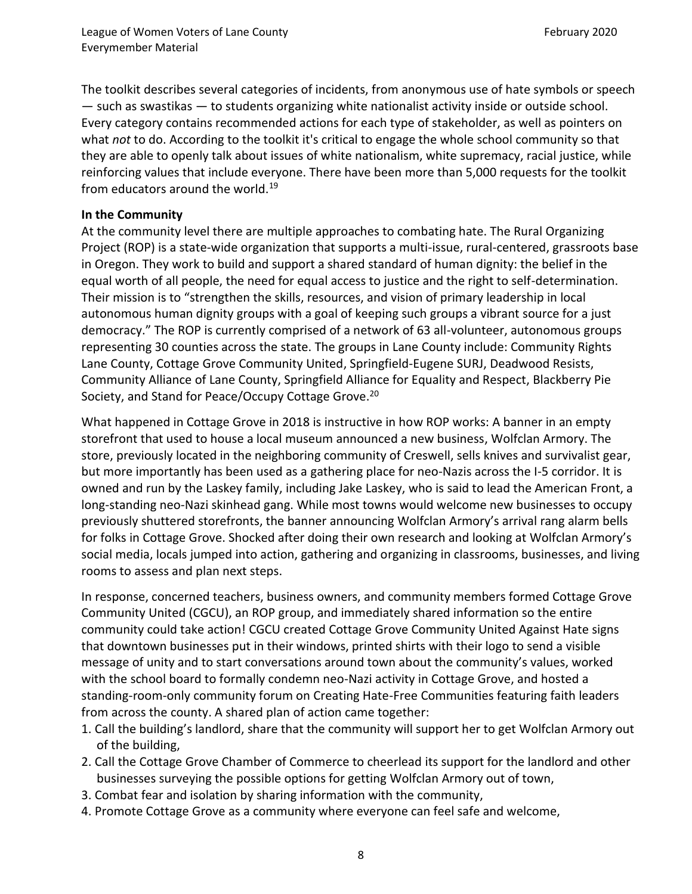The toolkit describes several categories of incidents, from anonymous use of hate symbols or speech — such as swastikas — to students organizing white nationalist activity inside or outside school. Every category contains recommended actions for each type of stakeholder, as well as pointers on what *not* to do. According to the toolkit it's critical to engage the whole school community so that they are able to openly talk about issues of white nationalism, white supremacy, racial justice, while reinforcing values that include everyone. There have been more than 5,000 requests for the toolkit from educators around the world.[19]

**In the Community**

At the community level there are multiple approaches to combating hate. The Rural Organizing Project (ROP) is a state-wide organization that supports a multi-issue, rural-centered, grassroots base in Oregon. They work to build and support a shared standard of human dignity: the belief in the equal worth of all people, the need for equal access to justice and the right to self-determination. Their mission is to "strengthen the skills, resources, and vision of primary leadership in local autonomous human dignity groups with a goal of keeping such groups a vibrant source for a just democracy." The ROP is currently comprised of a network of 63 all-volunteer, autonomous groups representing 30 counties across the state. The groups in Lane County include: Community Rights Lane County, Cottage Grove Community United, Springfield-Eugene SURJ, Deadwood Resists, Community Alliance of Lane County, Springfield Alliance for Equality and Respect, Blackberry Pie Society, and Stand for Peace/Occupy Cottage Grove.[20]

What happened in Cottage Grove in 2018 is instructive in how ROP works: A banner in an empty storefront that used to house a local museum announced a new business, Wolfclan Armory. The store, previously located in the neighboring community of Creswell, sells knives and survivalist gear, but more importantly has been used as a gathering place for neo-Nazis across the I-5 corridor. It is owned and run by the Laskey family, including Jake Laskey, who is said to lead the American Front, a long-standing neo-Nazi skinhead gang. While most towns would welcome new businesses to occupy previously shuttered storefronts, the banner announcing Wolfclan Armory's arrival rang alarm bells for folks in Cottage Grove. Shocked after doing their own research and looking at Wolfclan Armory's social media, locals jumped into action, gathering and organizing in classrooms, businesses, and living rooms to assess and plan next steps.

In response, concerned teachers, business owners, and community members formed Cottage Grove Community United (CGCU), an ROP group, and immediately shared information so the entire community could take action! CGCU created Cottage Grove Community United Against Hate signs that downtown businesses put in their windows, printed shirts with their logo to send a visible message of unity and to start conversations around town about the community's values, worked with the school board to formally condemn neo-Nazi activity in Cottage Grove, and hosted a standing-room-only community forum on Creating Hate-Free Communities featuring faith leaders from across the county. A shared plan of action came together:

1. Call the building's landlord, share that the community will support her to get Wolfclan Armory out of the building,
2. Call the Cottage Grove Chamber of Commerce to cheerlead its support for the landlord and other businesses surveying the possible options for getting Wolfclan Armory out of town,
3. Combat fear and isolation by sharing information with the community,
4. Promote Cottage Grove as a community where everyone can feel safe and welcome,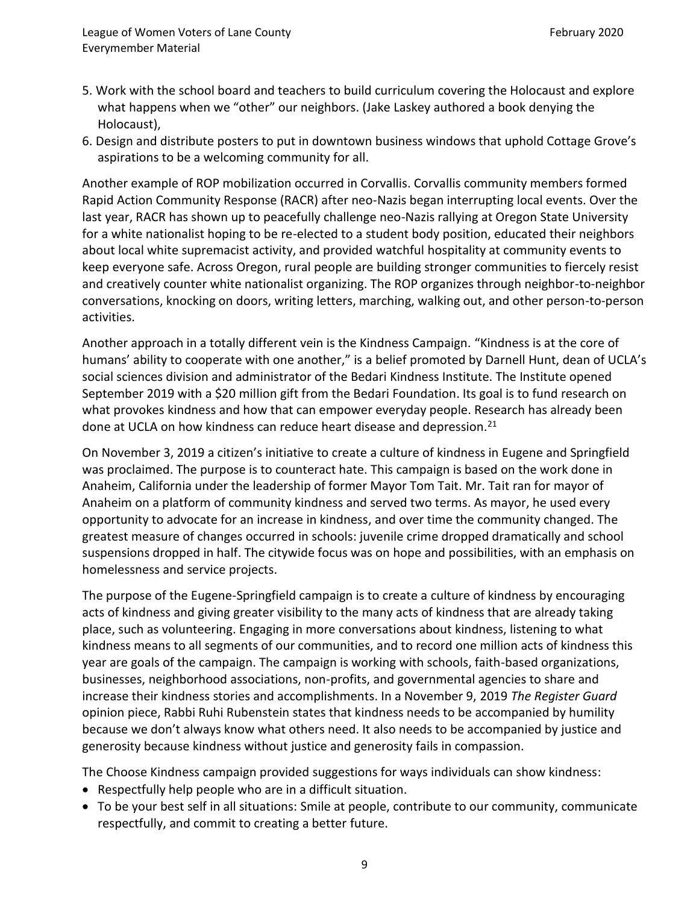5. Work with the school board and teachers to build curriculum covering the Holocaust and explore what happens when we "other" our neighbors. (Jake Laskey authored a book denying the Holocaust),
6. Design and distribute posters to put in downtown business windows that uphold Cottage Grove's aspirations to be a welcoming community for all.

Another example of ROP mobilization occurred in Corvallis. Corvallis community members formed Rapid Action Community Response (RACR) after neo-Nazis began interrupting local events. Over the last year, RACR has shown up to peacefully challenge neo-Nazis rallying at Oregon State University for a white nationalist hoping to be re-elected to a student body position, educated their neighbors about local white supremacist activity, and provided watchful hospitality at community events to keep everyone safe. Across Oregon, rural people are building stronger communities to fiercely resist and creatively counter white nationalist organizing. The ROP organizes through neighbor-to-neighbor conversations, knocking on doors, writing letters, marching, walking out, and other person-to-person activities.

Another approach in a totally different vein is the Kindness Campaign. "Kindness is at the core of humans' ability to cooperate with one another," is a belief promoted by Darnell Hunt, dean of UCLA's social sciences division and administrator of the Bedari Kindness Institute. The Institute opened September 2019 with a $20 million gift from the Bedari Foundation. Its goal is to fund research on what provokes kindness and how that can empower everyday people. Research has already been done at UCLA on how kindness can reduce heart disease and depression.[21]

On November 3, 2019 a citizen's initiative to create a culture of kindness in Eugene and Springfield was proclaimed. The purpose is to counteract hate. This campaign is based on the work done in Anaheim, California under the leadership of former Mayor Tom Tait. Mr. Tait ran for mayor of Anaheim on a platform of community kindness and served two terms. As mayor, he used every opportunity to advocate for an increase in kindness, and over time the community changed. The greatest measure of changes occurred in schools: juvenile crime dropped dramatically and school suspensions dropped in half. The citywide focus was on hope and possibilities, with an emphasis on homelessness and service projects.

The purpose of the Eugene-Springfield campaign is to create a culture of kindness by encouraging acts of kindness and giving greater visibility to the many acts of kindness that are already taking place, such as volunteering. Engaging in more conversations about kindness, listening to what kindness means to all segments of our communities, and to record one million acts of kindness this year are goals of the campaign. The campaign is working with schools, faith-based organizations, businesses, neighborhood associations, non-profits, and governmental agencies to share and increase their kindness stories and accomplishments. In a November 9, 2019 *The Register Guard* opinion piece, Rabbi Ruhi Rubenstein states that kindness needs to be accompanied by humility because we don't always know what others need. It also needs to be accompanied by justice and generosity because kindness without justice and generosity fails in compassion.

The Choose Kindness campaign provided suggestions for ways individuals can show kindness:

- Respectfully help people who are in a difficult situation.
- To be your best self in all situations: Smile at people, contribute to our community, communicate respectfully, and commit to creating a better future.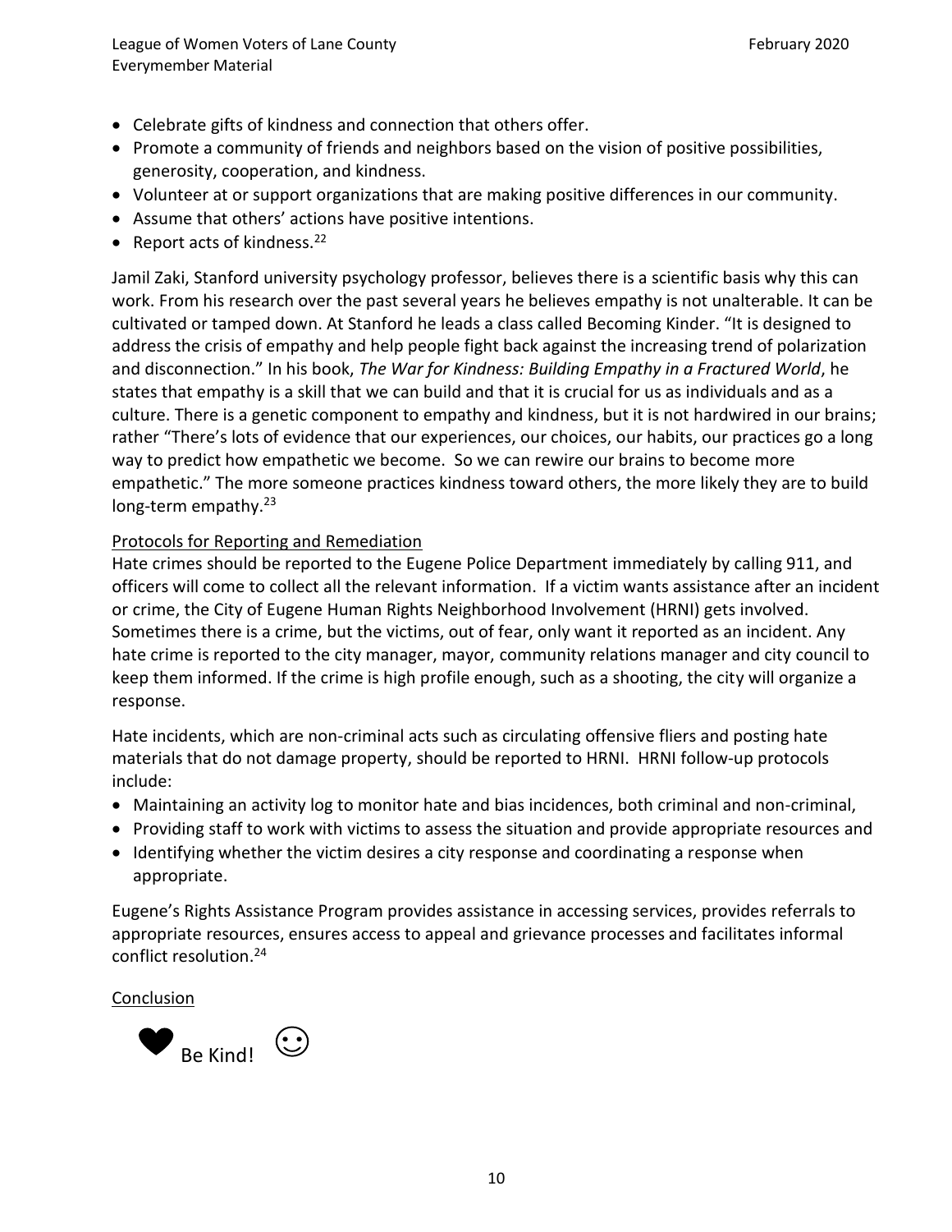- Celebrate gifts of kindness and connection that others offer.
- Promote a community of friends and neighbors based on the vision of positive possibilities, generosity, cooperation, and kindness.
- Volunteer at or support organizations that are making positive differences in our community.
- Assume that others' actions have positive intentions.
- Report acts of kindness.[22]

Jamil Zaki, Stanford university psychology professor, believes there is a scientific basis why this can work. From his research over the past several years he believes empathy is not unalterable. It can be cultivated or tamped down. At Stanford he leads a class called Becoming Kinder. "It is designed to address the crisis of empathy and help people fight back against the increasing trend of polarization and disconnection." In his book, *The War for Kindness: Building Empathy in a Fractured World*, he states that empathy is a skill that we can build and that it is crucial for us as individuals and as a culture. There is a genetic component to empathy and kindness, but it is not hardwired in our brains; rather "There's lots of evidence that our experiences, our choices, our habits, our practices go a long way to predict how empathetic we become. So we can rewire our brains to become more empathetic." The more someone practices kindness toward others, the more likely they are to build long-term empathy.[23]

<u>Protocols for Reporting and Remediation</u>

Hate crimes should be reported to the Eugene Police Department immediately by calling 911, and officers will come to collect all the relevant information. If a victim wants assistance after an incident or crime, the City of Eugene Human Rights Neighborhood Involvement (HRNI) gets involved. Sometimes there is a crime, but the victims, out of fear, only want it reported as an incident. Any hate crime is reported to the city manager, mayor, community relations manager and city council to keep them informed. If the crime is high profile enough, such as a shooting, the city will organize a response.

Hate incidents, which are non-criminal acts such as circulating offensive fliers and posting hate materials that do not damage property, should be reported to HRNI. HRNI follow-up protocols include:

- Maintaining an activity log to monitor hate and bias incidences, both criminal and non-criminal,
- Providing staff to work with victims to assess the situation and provide appropriate resources and
- Identifying whether the victim desires a city response and coordinating a response when appropriate.

Eugene's Rights Assistance Program provides assistance in accessing services, provides referrals to appropriate resources, ensures access to appeal and grievance processes and facilitates informal conflict resolution.[24]

<u>Conclusion</u>

❤ Be Kind! ☺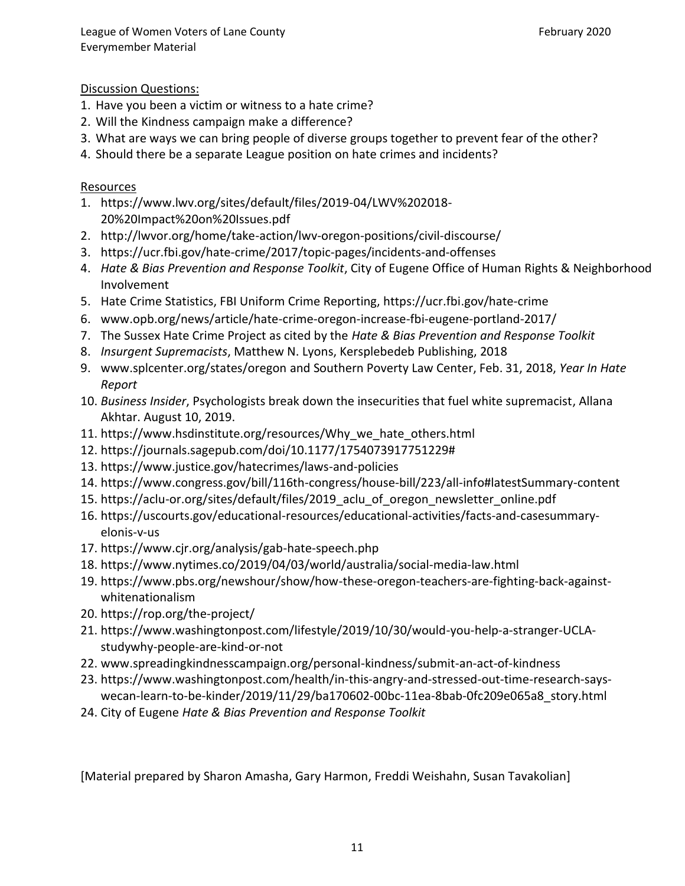Discussion Questions:

1. Have you been a victim or witness to a hate crime?
2. Will the Kindness campaign make a difference?
3. What are ways we can bring people of diverse groups together to prevent fear of the other?
4. Should there be a separate League position on hate crimes and incidents?

Resources

1. https://www.lwv.org/sites/default/files/2019-04/LWV%202018-20%20Impact%20on%20Issues.pdf
2. http://lwvor.org/home/take-action/lwv-oregon-positions/civil-discourse/
3. https://ucr.fbi.gov/hate-crime/2017/topic-pages/incidents-and-offenses
4. *Hate & Bias Prevention and Response Toolkit*, City of Eugene Office of Human Rights & Neighborhood Involvement
5. Hate Crime Statistics, FBI Uniform Crime Reporting, https://ucr.fbi.gov/hate-crime
6. www.opb.org/news/article/hate-crime-oregon-increase-fbi-eugene-portland-2017/
7. The Sussex Hate Crime Project as cited by the *Hate & Bias Prevention and Response Toolkit*
8. *Insurgent Supremacists*, Matthew N. Lyons, Kersplebedeb Publishing, 2018
9. www.splcenter.org/states/oregon and Southern Poverty Law Center, Feb. 31, 2018, *Year In Hate Report*
10. *Business Insider*, Psychologists break down the insecurities that fuel white supremacist, Allana Akhtar. August 10, 2019.
11. https://www.hsdinstitute.org/resources/Why_we_hate_others.html
12. https://journals.sagepub.com/doi/10.1177/1754073917751229#
13. https://www.justice.gov/hatecrimes/laws-and-policies
14. https://www.congress.gov/bill/116th-congress/house-bill/223/all-info#latestSummary-content
15. https://aclu-or.org/sites/default/files/2019_aclu_of_oregon_newsletter_online.pdf
16. https://uscourts.gov/educational-resources/educational-activities/facts-and-casesummary-elonis-v-us
17. https://www.cjr.org/analysis/gab-hate-speech.php
18. https://www.nytimes.co/2019/04/03/world/australia/social-media-law.html
19. https://www.pbs.org/newshour/show/how-these-oregon-teachers-are-fighting-back-against-whitenationalism
20. https://rop.org/the-project/
21. https://www.washingtonpost.com/lifestyle/2019/10/30/would-you-help-a-stranger-UCLA-studywhy-people-are-kind-or-not
22. www.spreadingkindnesscampaign.org/personal-kindness/submit-an-act-of-kindness
23. https://www.washingtonpost.com/health/in-this-angry-and-stressed-out-time-research-says-wecan-learn-to-be-kinder/2019/11/29/ba170602-00bc-11ea-8bab-0fc209e065a8_story.html
24. City of Eugene *Hate & Bias Prevention and Response Toolkit*

[Material prepared by Sharon Amasha, Gary Harmon, Freddi Weishahn, Susan Tavakolian]